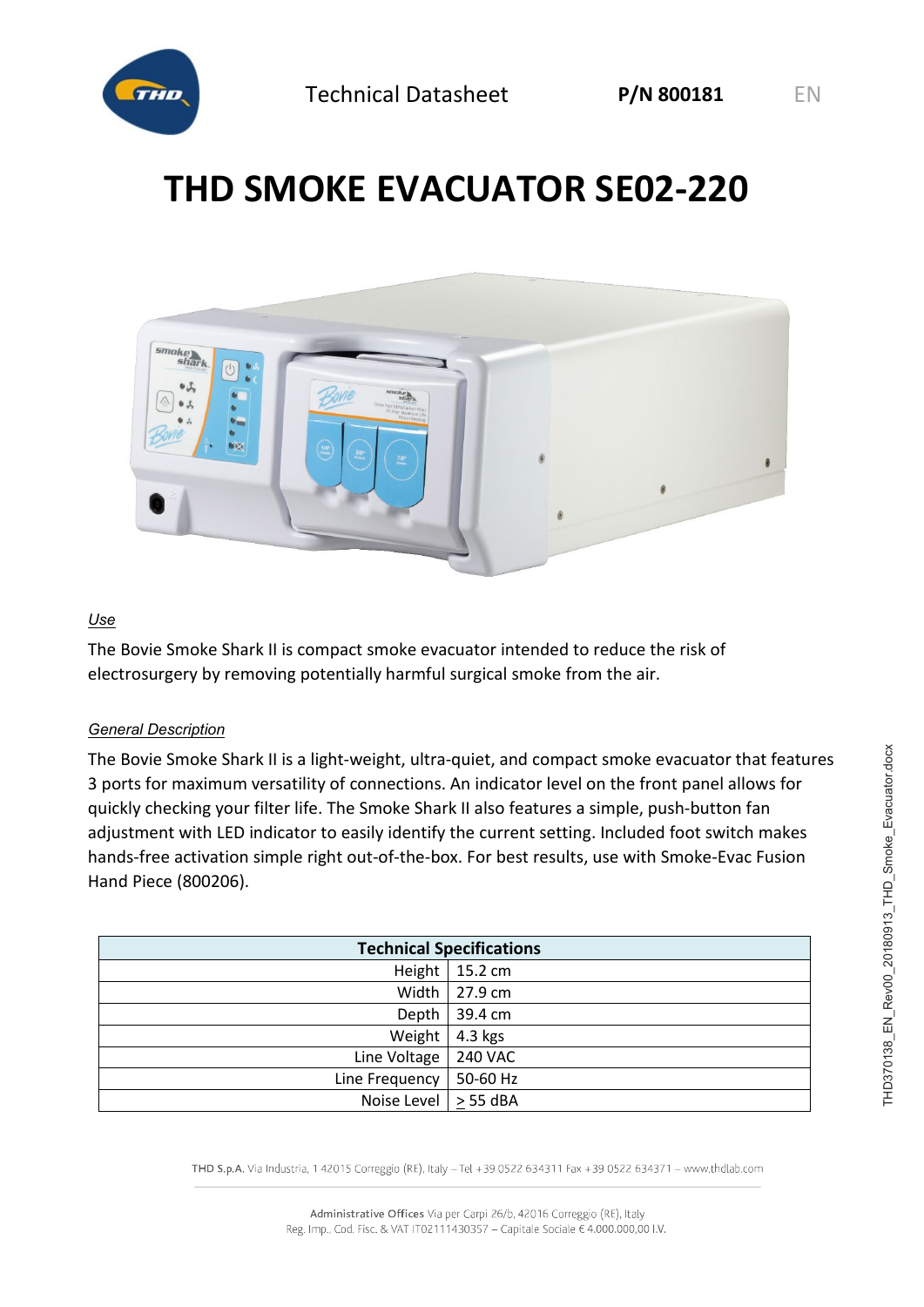Technical Datasheet **P/N 800181** EN

# THD SMOKE EVACUATOR SE02-220

*Use*

The Bovie Smoke Shark II is compact smoke evacuator intended to reduce the risk of electrosurgery by removing potentially harmful surgical smoke from the air.

*General Description*

The Bovie Smoke Shark II is a light-weight, ultra-quiet, and compact smoke evacuator that features 3 ports for maximum versatility of connections. An indicator level on the front panel allows for quickly checking your filter life. The Smoke Shark II also features a simple, push-button fan adjustment with LED indicator to easily identify the current setting. Included foot switch makes hands-free activation simple right out-of-the-box. For best results, use with Smoke-Evac Fusion Hand Piece (800206).

| Technical Specifications | |
|---|---|
| Height | 15.2 cm |
| Width | 27.9 cm |
| Depth | 39.4 cm |
| Weight | 4.3 kgs |
| Line Voltage | 240 VAC |
| Line Frequency | 50-60 Hz |
| Noise Level | $\geq$ 55 dBA |

THD S.p.A. Via Industria, 1 42015 Correggio (RE), Italy – Tel +39 0522 634311 Fax +39 0522 634371 – www.thdlab.com

Administrative Offices Via per Carpi 26/b, 42016 Correggio (RE), Italy
Reg. Imp., Cod. Fisc. & VAT IT02111430357 – Capitale Sociale € 4.000.000,00 I.V.

THD370138_EN_Rev00_20180913_THD_Smoke_Evacuator.docx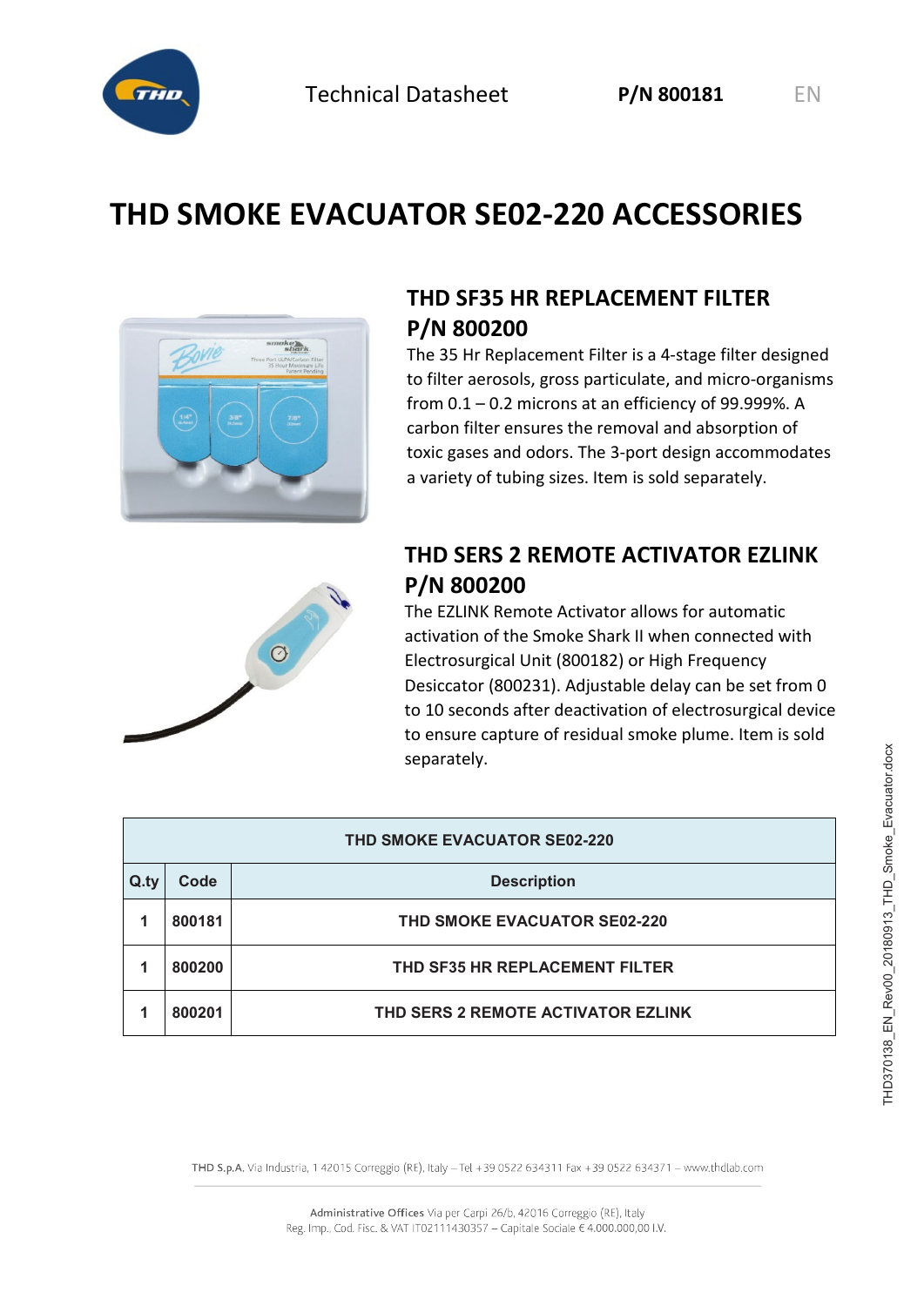# THD SMOKE EVACUATOR SE02-220 ACCESSORIES

## THD SF35 HR REPLACEMENT FILTER P/N 800200

The 35 Hr Replacement Filter is a 4-stage filter designed to filter aerosols, gross particulate, and micro-organisms from 0.1 – 0.2 microns at an efficiency of 99.999%. A carbon filter ensures the removal and absorption of toxic gases and odors. The 3-port design accommodates a variety of tubing sizes. Item is sold separately.

## THD SERS 2 REMOTE ACTIVATOR EZLINK P/N 800200

The EZLINK Remote Activator allows for automatic activation of the Smoke Shark II when connected with Electrosurgical Unit (800182) or High Frequency Desiccator (800231). Adjustable delay can be set from 0 to 10 seconds after deactivation of electrosurgical device to ensure capture of residual smoke plume. Item is sold separately.

| THD SMOKE EVACUATOR SE02-220 | | |
|---|---|---|
| **Q.ty** | **Code** | **Description** |
| 1 | 800181 | THD SMOKE EVACUATOR SE02-220 |
| 1 | 800200 | THD SF35 HR REPLACEMENT FILTER |
| 1 | 800201 | THD SERS 2 REMOTE ACTIVATOR EZLINK |